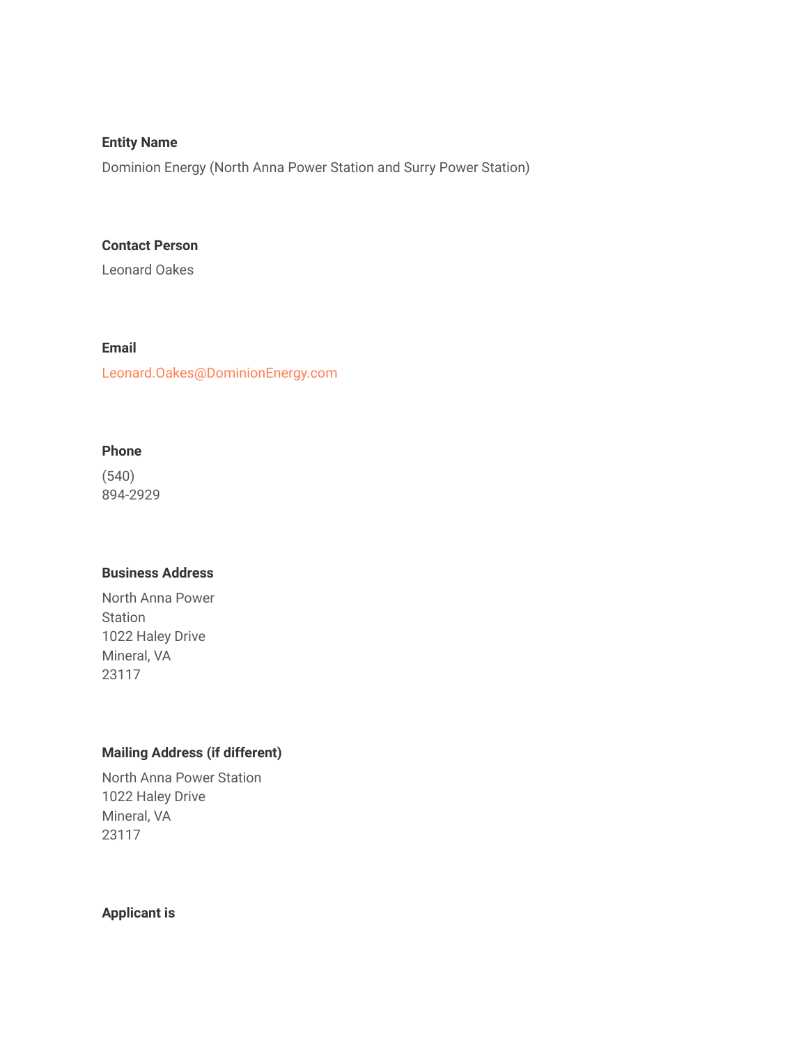**Entity Name**

Dominion Energy (North Anna Power Station and Surry Power Station)

**Contact Person**

Leonard Oakes

**Email**

Leonard.Oakes@DominionEnergy.com

**Phone**

(540)
894-2929

**Business Address**

North Anna Power
Station
1022 Haley Drive
Mineral, VA
23117

**Mailing Address (if different)**

North Anna Power Station
1022 Haley Drive
Mineral, VA
23117

**Applicant is**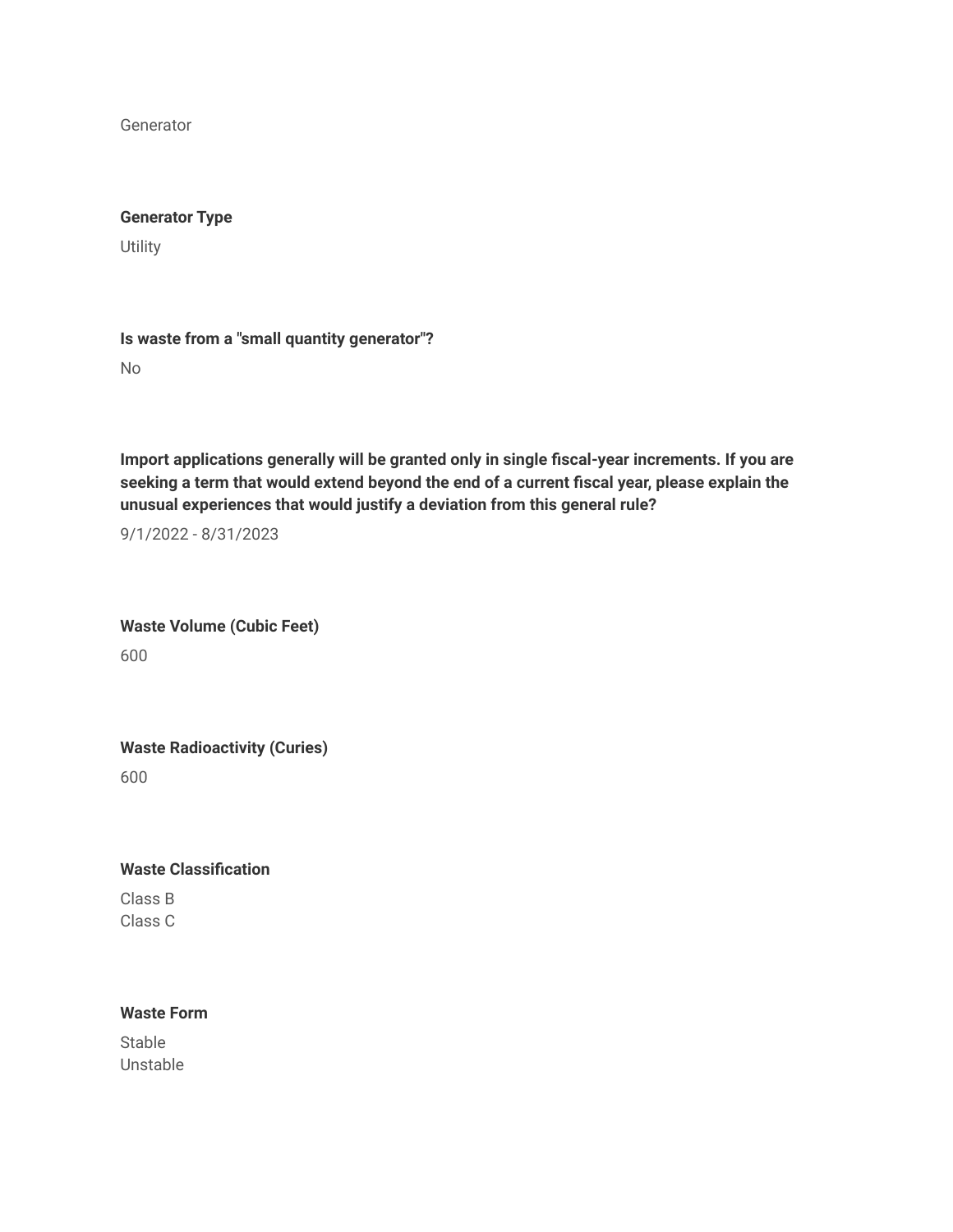Generator

**Generator Type**

Utility

**Is waste from a "small quantity generator"?**

No

**Import applications generally will be granted only in single fiscal-year increments. If you are seeking a term that would extend beyond the end of a current fiscal year, please explain the unusual experiences that would justify a deviation from this general rule?**

9/1/2022 - 8/31/2023

**Waste Volume (Cubic Feet)**

600

**Waste Radioactivity (Curies)**

600

**Waste Classification**

Class B
Class C

**Waste Form**

Stable
Unstable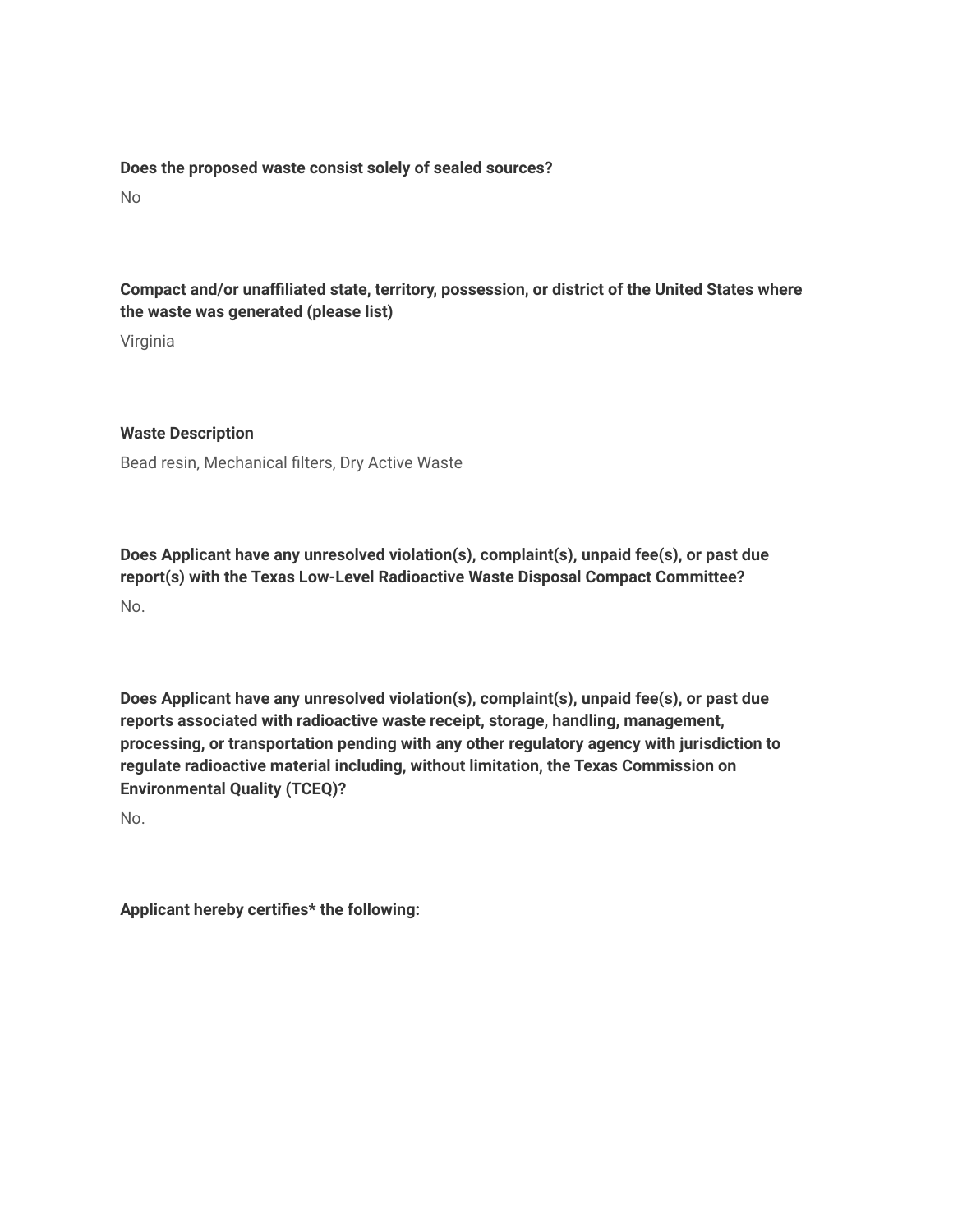**Does the proposed waste consist solely of sealed sources?**

No

**Compact and/or unaffiliated state, territory, possession, or district of the United States where the waste was generated (please list)**

Virginia

**Waste Description**

Bead resin, Mechanical filters, Dry Active Waste

**Does Applicant have any unresolved violation(s), complaint(s), unpaid fee(s), or past due report(s) with the Texas Low-Level Radioactive Waste Disposal Compact Committee?**

No.

**Does Applicant have any unresolved violation(s), complaint(s), unpaid fee(s), or past due reports associated with radioactive waste receipt, storage, handling, management, processing, or transportation pending with any other regulatory agency with jurisdiction to regulate radioactive material including, without limitation, the Texas Commission on Environmental Quality (TCEQ)?**

No.

**Applicant hereby certifies* the following:**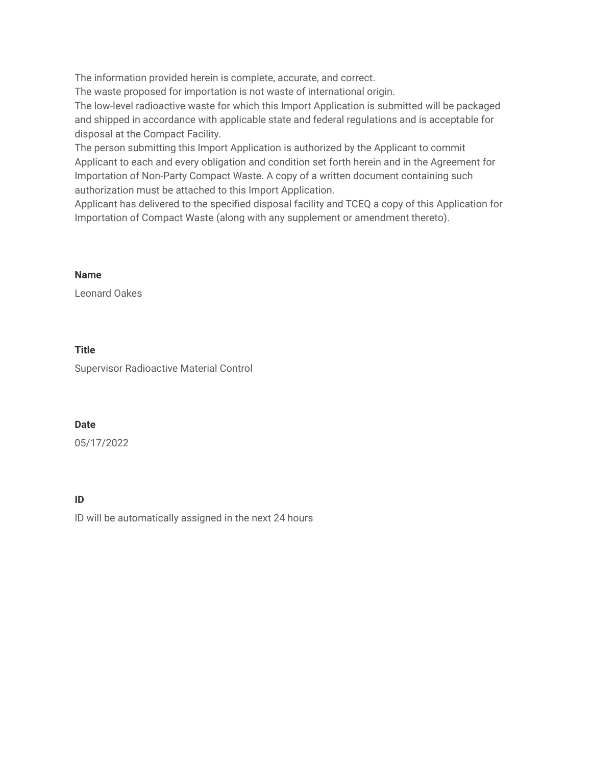The information provided herein is complete, accurate, and correct.
The waste proposed for importation is not waste of international origin.
The low-level radioactive waste for which this Import Application is submitted will be packaged and shipped in accordance with applicable state and federal regulations and is acceptable for disposal at the Compact Facility.
The person submitting this Import Application is authorized by the Applicant to commit Applicant to each and every obligation and condition set forth herein and in the Agreement for Importation of Non-Party Compact Waste. A copy of a written document containing such authorization must be attached to this Import Application.
Applicant has delivered to the specified disposal facility and TCEQ a copy of this Application for Importation of Compact Waste (along with any supplement or amendment thereto).

**Name**

Leonard Oakes

**Title**

Supervisor Radioactive Material Control

**Date**

05/17/2022

**ID**

ID will be automatically assigned in the next 24 hours